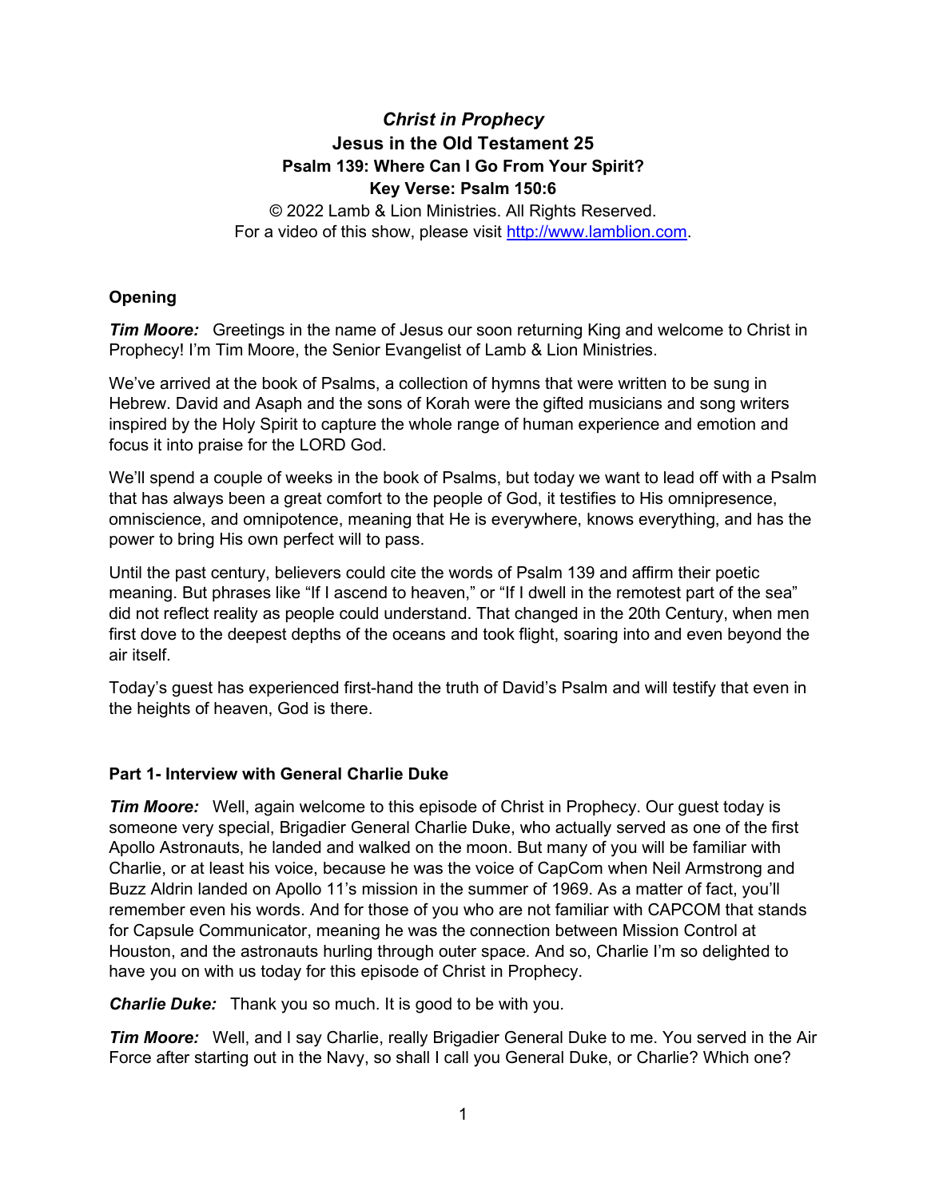# *Christ in Prophecy*

## Jesus in the Old Testament 25

### Psalm 139: Where Can I Go From Your Spirit?

### Key Verse: Psalm 150:6

© 2022 Lamb & Lion Ministries. All Rights Reserved.
For a video of this show, please visit [http://www.lamblion.com](http://www.lamblion.com).

**Opening**

***Tim Moore:*** Greetings in the name of Jesus our soon returning King and welcome to Christ in Prophecy! I'm Tim Moore, the Senior Evangelist of Lamb & Lion Ministries.

We've arrived at the book of Psalms, a collection of hymns that were written to be sung in Hebrew. David and Asaph and the sons of Korah were the gifted musicians and song writers inspired by the Holy Spirit to capture the whole range of human experience and emotion and focus it into praise for the LORD God.

We'll spend a couple of weeks in the book of Psalms, but today we want to lead off with a Psalm that has always been a great comfort to the people of God, it testifies to His omnipresence, omniscience, and omnipotence, meaning that He is everywhere, knows everything, and has the power to bring His own perfect will to pass.

Until the past century, believers could cite the words of Psalm 139 and affirm their poetic meaning. But phrases like "If I ascend to heaven," or "If I dwell in the remotest part of the sea" did not reflect reality as people could understand. That changed in the 20th Century, when men first dove to the deepest depths of the oceans and took flight, soaring into and even beyond the air itself.

Today's guest has experienced first-hand the truth of David's Psalm and will testify that even in the heights of heaven, God is there.

**Part 1- Interview with General Charlie Duke**

***Tim Moore:*** Well, again welcome to this episode of Christ in Prophecy. Our guest today is someone very special, Brigadier General Charlie Duke, who actually served as one of the first Apollo Astronauts, he landed and walked on the moon. But many of you will be familiar with Charlie, or at least his voice, because he was the voice of CapCom when Neil Armstrong and Buzz Aldrin landed on Apollo 11's mission in the summer of 1969. As a matter of fact, you'll remember even his words. And for those of you who are not familiar with CAPCOM that stands for Capsule Communicator, meaning he was the connection between Mission Control at Houston, and the astronauts hurling through outer space. And so, Charlie I'm so delighted to have you on with us today for this episode of Christ in Prophecy.

***Charlie Duke:*** Thank you so much. It is good to be with you.

***Tim Moore:*** Well, and I say Charlie, really Brigadier General Duke to me. You served in the Air Force after starting out in the Navy, so shall I call you General Duke, or Charlie? Which one?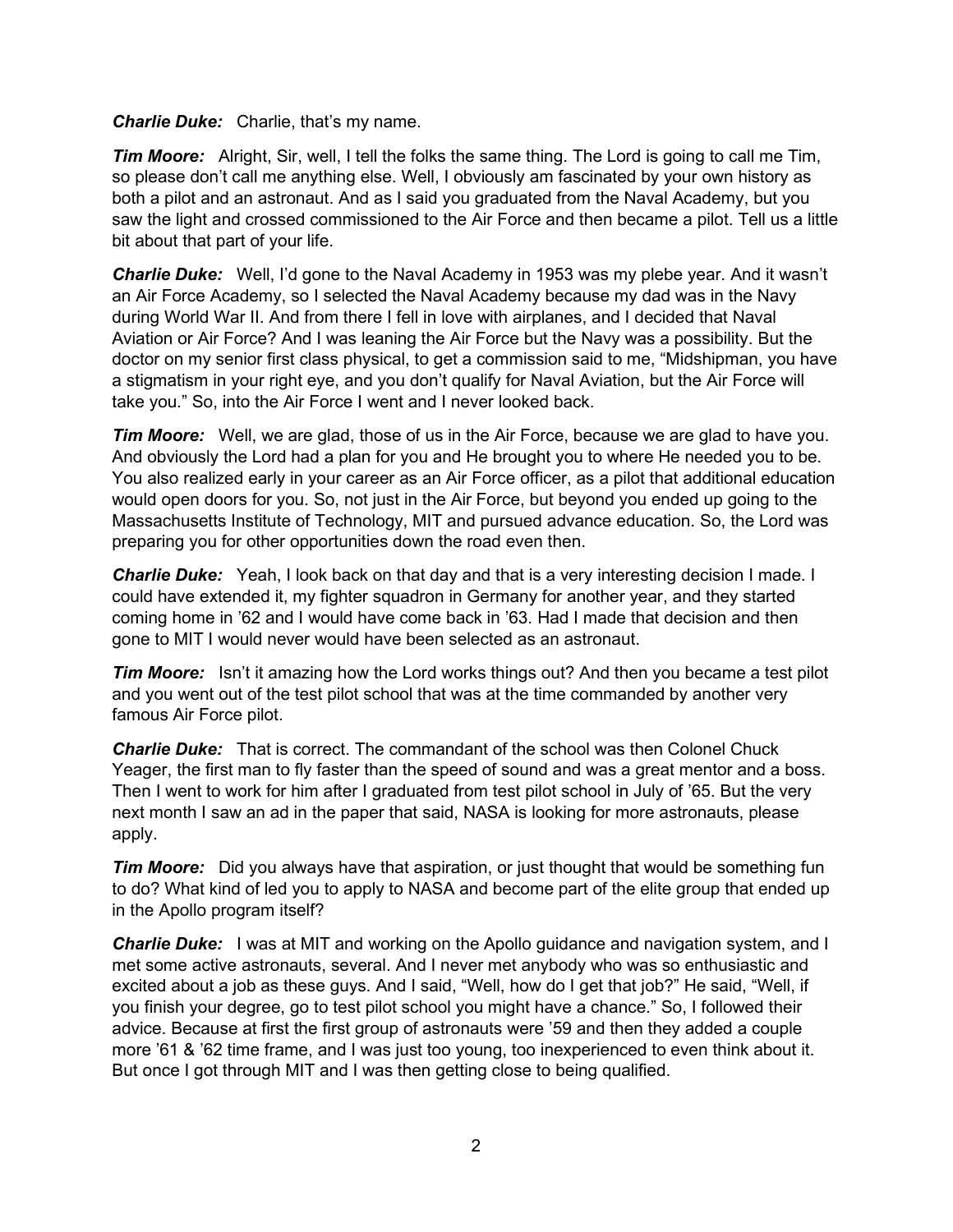***Charlie Duke:*** Charlie, that's my name.

***Tim Moore:*** Alright, Sir, well, I tell the folks the same thing. The Lord is going to call me Tim, so please don't call me anything else. Well, I obviously am fascinated by your own history as both a pilot and an astronaut. And as I said you graduated from the Naval Academy, but you saw the light and crossed commissioned to the Air Force and then became a pilot. Tell us a little bit about that part of your life.

***Charlie Duke:*** Well, I'd gone to the Naval Academy in 1953 was my plebe year. And it wasn't an Air Force Academy, so I selected the Naval Academy because my dad was in the Navy during World War II. And from there I fell in love with airplanes, and I decided that Naval Aviation or Air Force? And I was leaning the Air Force but the Navy was a possibility. But the doctor on my senior first class physical, to get a commission said to me, "Midshipman, you have a stigmatism in your right eye, and you don't qualify for Naval Aviation, but the Air Force will take you." So, into the Air Force I went and I never looked back.

***Tim Moore:*** Well, we are glad, those of us in the Air Force, because we are glad to have you. And obviously the Lord had a plan for you and He brought you to where He needed you to be. You also realized early in your career as an Air Force officer, as a pilot that additional education would open doors for you. So, not just in the Air Force, but beyond you ended up going to the Massachusetts Institute of Technology, MIT and pursued advance education. So, the Lord was preparing you for other opportunities down the road even then.

***Charlie Duke:*** Yeah, I look back on that day and that is a very interesting decision I made. I could have extended it, my fighter squadron in Germany for another year, and they started coming home in '62 and I would have come back in '63. Had I made that decision and then gone to MIT I would never would have been selected as an astronaut.

***Tim Moore:*** Isn't it amazing how the Lord works things out? And then you became a test pilot and you went out of the test pilot school that was at the time commanded by another very famous Air Force pilot.

***Charlie Duke:*** That is correct. The commandant of the school was then Colonel Chuck Yeager, the first man to fly faster than the speed of sound and was a great mentor and a boss. Then I went to work for him after I graduated from test pilot school in July of '65. But the very next month I saw an ad in the paper that said, NASA is looking for more astronauts, please apply.

***Tim Moore:*** Did you always have that aspiration, or just thought that would be something fun to do? What kind of led you to apply to NASA and become part of the elite group that ended up in the Apollo program itself?

***Charlie Duke:*** I was at MIT and working on the Apollo guidance and navigation system, and I met some active astronauts, several. And I never met anybody who was so enthusiastic and excited about a job as these guys. And I said, "Well, how do I get that job?" He said, "Well, if you finish your degree, go to test pilot school you might have a chance." So, I followed their advice. Because at first the first group of astronauts were '59 and then they added a couple more '61 & '62 time frame, and I was just too young, too inexperienced to even think about it. But once I got through MIT and I was then getting close to being qualified.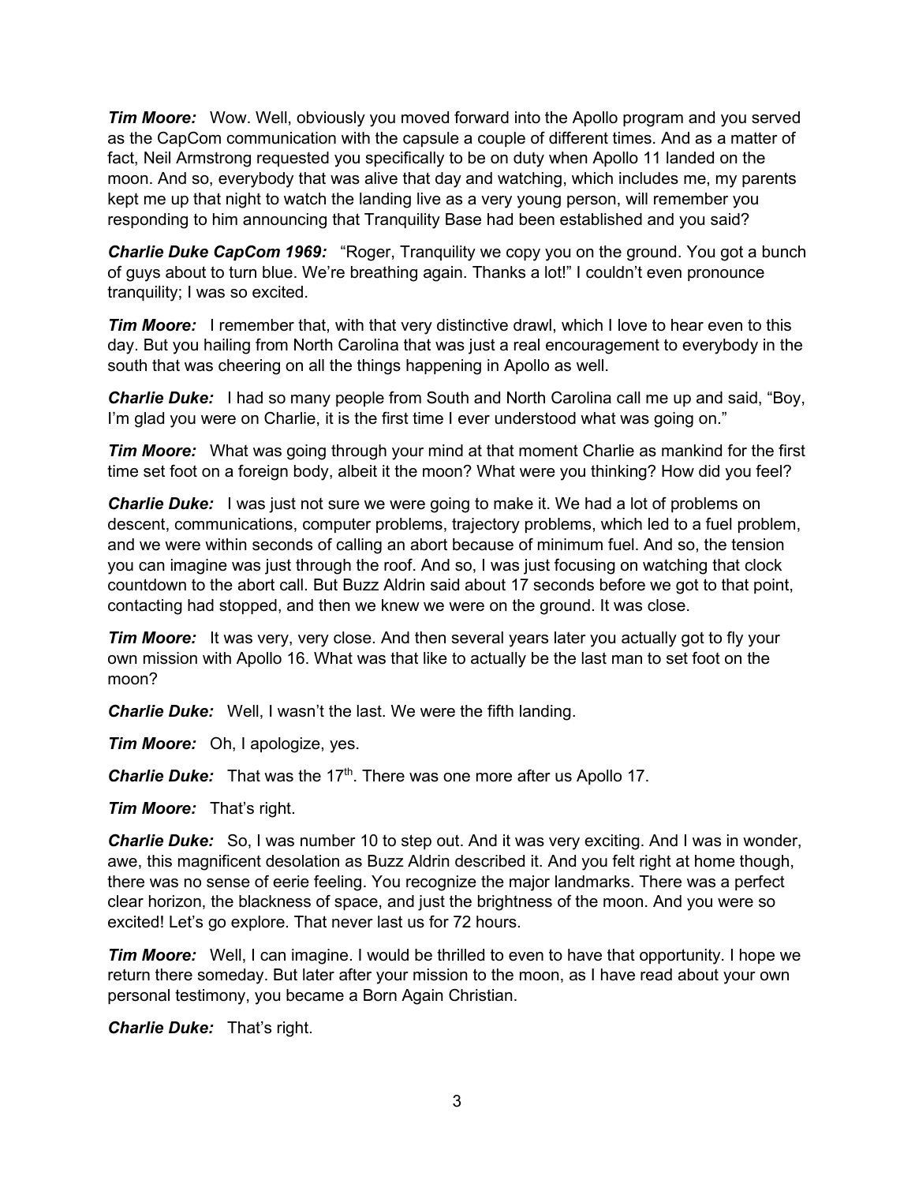***Tim Moore:*** Wow. Well, obviously you moved forward into the Apollo program and you served as the CapCom communication with the capsule a couple of different times. And as a matter of fact, Neil Armstrong requested you specifically to be on duty when Apollo 11 landed on the moon. And so, everybody that was alive that day and watching, which includes me, my parents kept me up that night to watch the landing live as a very young person, will remember you responding to him announcing that Tranquility Base had been established and you said?

***Charlie Duke CapCom 1969:*** "Roger, Tranquility we copy you on the ground. You got a bunch of guys about to turn blue. We're breathing again. Thanks a lot!" I couldn't even pronounce tranquility; I was so excited.

***Tim Moore:*** I remember that, with that very distinctive drawl, which I love to hear even to this day. But you hailing from North Carolina that was just a real encouragement to everybody in the south that was cheering on all the things happening in Apollo as well.

***Charlie Duke:*** I had so many people from South and North Carolina call me up and said, "Boy, I'm glad you were on Charlie, it is the first time I ever understood what was going on."

***Tim Moore:*** What was going through your mind at that moment Charlie as mankind for the first time set foot on a foreign body, albeit it the moon? What were you thinking? How did you feel?

***Charlie Duke:*** I was just not sure we were going to make it. We had a lot of problems on descent, communications, computer problems, trajectory problems, which led to a fuel problem, and we were within seconds of calling an abort because of minimum fuel. And so, the tension you can imagine was just through the roof. And so, I was just focusing on watching that clock countdown to the abort call. But Buzz Aldrin said about 17 seconds before we got to that point, contacting had stopped, and then we knew we were on the ground. It was close.

***Tim Moore:*** It was very, very close. And then several years later you actually got to fly your own mission with Apollo 16. What was that like to actually be the last man to set foot on the moon?

***Charlie Duke:*** Well, I wasn't the last. We were the fifth landing.

***Tim Moore:*** Oh, I apologize, yes.

***Charlie Duke:*** That was the 17th. There was one more after us Apollo 17.

***Tim Moore:*** That's right.

***Charlie Duke:*** So, I was number 10 to step out. And it was very exciting. And I was in wonder, awe, this magnificent desolation as Buzz Aldrin described it. And you felt right at home though, there was no sense of eerie feeling. You recognize the major landmarks. There was a perfect clear horizon, the blackness of space, and just the brightness of the moon. And you were so excited! Let's go explore. That never last us for 72 hours.

***Tim Moore:*** Well, I can imagine. I would be thrilled to even to have that opportunity. I hope we return there someday. But later after your mission to the moon, as I have read about your own personal testimony, you became a Born Again Christian.

***Charlie Duke:*** That's right.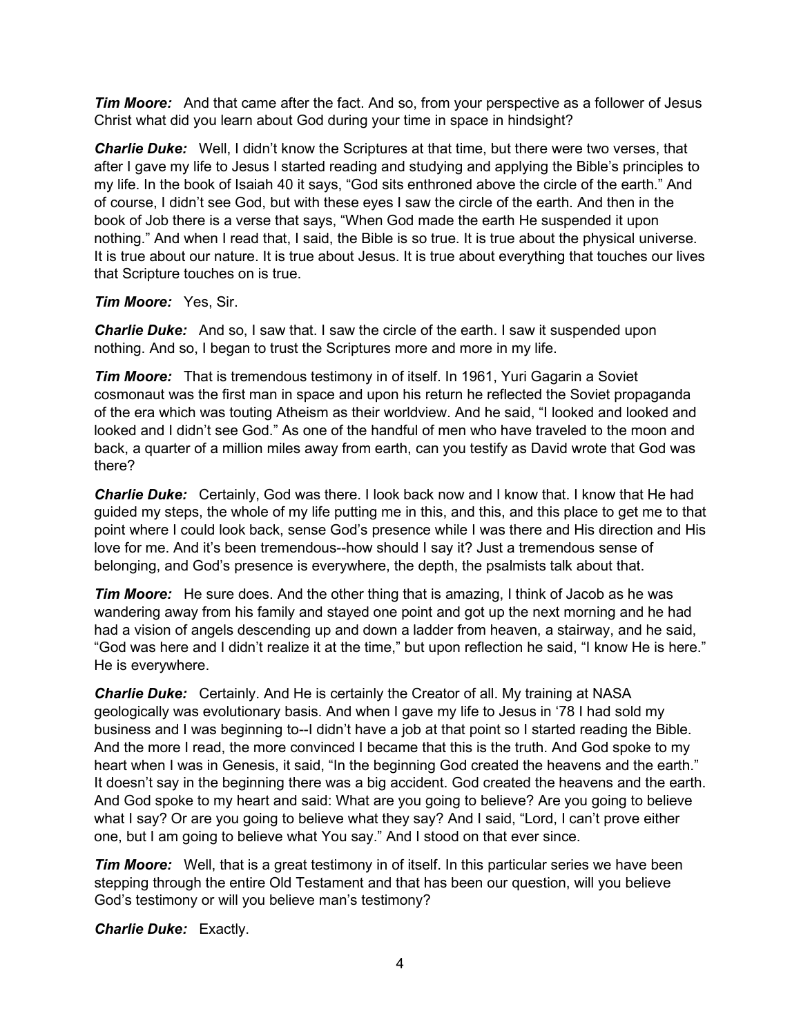***Tim Moore:*** And that came after the fact. And so, from your perspective as a follower of Jesus Christ what did you learn about God during your time in space in hindsight?

***Charlie Duke:*** Well, I didn't know the Scriptures at that time, but there were two verses, that after I gave my life to Jesus I started reading and studying and applying the Bible's principles to my life. In the book of Isaiah 40 it says, "God sits enthroned above the circle of the earth." And of course, I didn't see God, but with these eyes I saw the circle of the earth. And then in the book of Job there is a verse that says, "When God made the earth He suspended it upon nothing." And when I read that, I said, the Bible is so true. It is true about the physical universe. It is true about our nature. It is true about Jesus. It is true about everything that touches our lives that Scripture touches on is true.

***Tim Moore:*** Yes, Sir.

***Charlie Duke:*** And so, I saw that. I saw the circle of the earth. I saw it suspended upon nothing. And so, I began to trust the Scriptures more and more in my life.

***Tim Moore:*** That is tremendous testimony in of itself. In 1961, Yuri Gagarin a Soviet cosmonaut was the first man in space and upon his return he reflected the Soviet propaganda of the era which was touting Atheism as their worldview. And he said, "I looked and looked and looked and I didn't see God." As one of the handful of men who have traveled to the moon and back, a quarter of a million miles away from earth, can you testify as David wrote that God was there?

***Charlie Duke:*** Certainly, God was there. I look back now and I know that. I know that He had guided my steps, the whole of my life putting me in this, and this, and this place to get me to that point where I could look back, sense God's presence while I was there and His direction and His love for me. And it's been tremendous--how should I say it? Just a tremendous sense of belonging, and God's presence is everywhere, the depth, the psalmists talk about that.

***Tim Moore:*** He sure does. And the other thing that is amazing, I think of Jacob as he was wandering away from his family and stayed one point and got up the next morning and he had had a vision of angels descending up and down a ladder from heaven, a stairway, and he said, "God was here and I didn't realize it at the time," but upon reflection he said, "I know He is here." He is everywhere.

***Charlie Duke:*** Certainly. And He is certainly the Creator of all. My training at NASA geologically was evolutionary basis. And when I gave my life to Jesus in '78 I had sold my business and I was beginning to--I didn't have a job at that point so I started reading the Bible. And the more I read, the more convinced I became that this is the truth. And God spoke to my heart when I was in Genesis, it said, "In the beginning God created the heavens and the earth." It doesn't say in the beginning there was a big accident. God created the heavens and the earth. And God spoke to my heart and said: What are you going to believe? Are you going to believe what I say? Or are you going to believe what they say? And I said, "Lord, I can't prove either one, but I am going to believe what You say." And I stood on that ever since.

***Tim Moore:*** Well, that is a great testimony in of itself. In this particular series we have been stepping through the entire Old Testament and that has been our question, will you believe God's testimony or will you believe man's testimony?

***Charlie Duke:*** Exactly.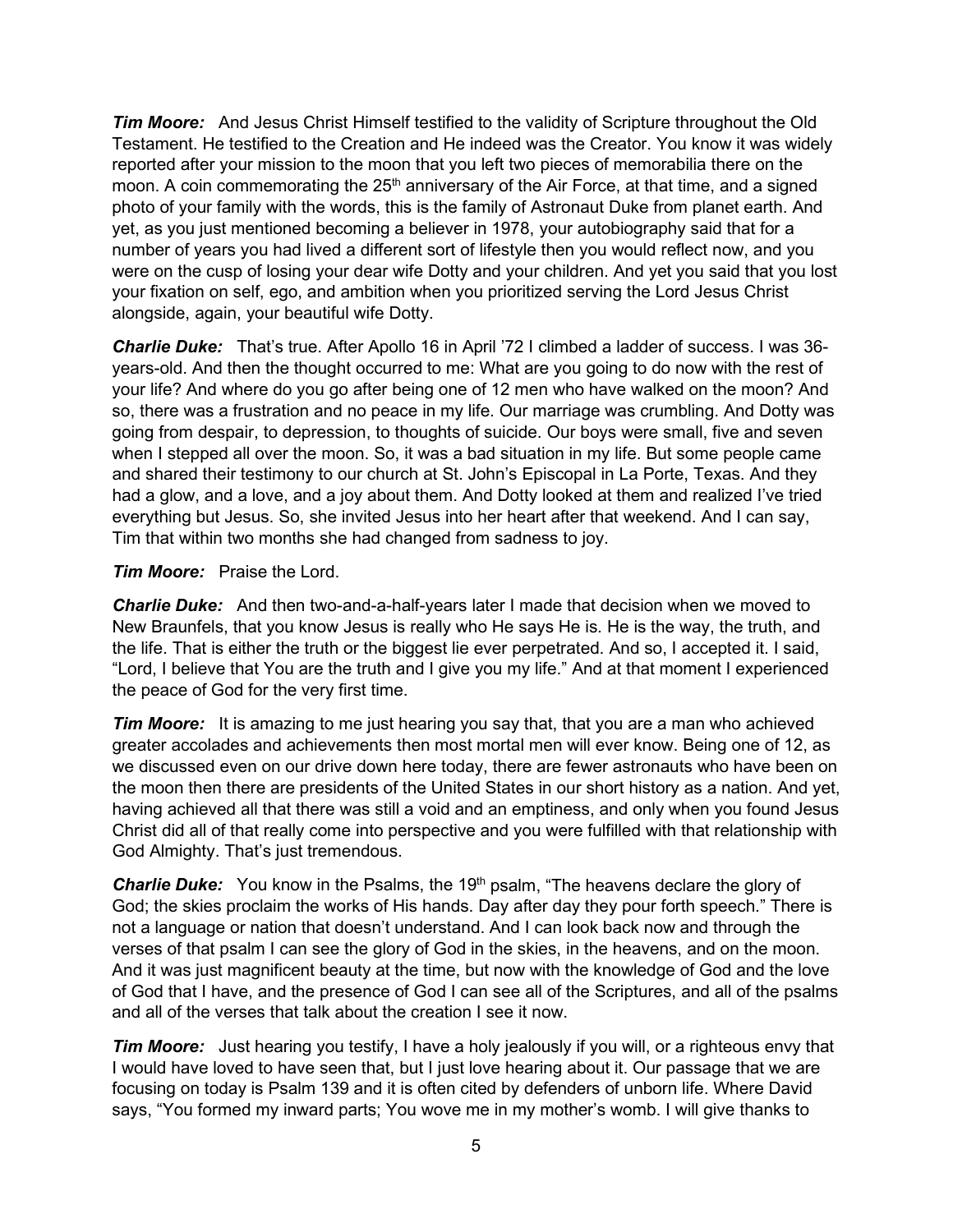***Tim Moore:*** And Jesus Christ Himself testified to the validity of Scripture throughout the Old Testament. He testified to the Creation and He indeed was the Creator. You know it was widely reported after your mission to the moon that you left two pieces of memorabilia there on the moon. A coin commemorating the 25th anniversary of the Air Force, at that time, and a signed photo of your family with the words, this is the family of Astronaut Duke from planet earth. And yet, as you just mentioned becoming a believer in 1978, your autobiography said that for a number of years you had lived a different sort of lifestyle then you would reflect now, and you were on the cusp of losing your dear wife Dotty and your children. And yet you said that you lost your fixation on self, ego, and ambition when you prioritized serving the Lord Jesus Christ alongside, again, your beautiful wife Dotty.

***Charlie Duke:*** That's true. After Apollo 16 in April '72 I climbed a ladder of success. I was 36-years-old. And then the thought occurred to me: What are you going to do now with the rest of your life? And where do you go after being one of 12 men who have walked on the moon? And so, there was a frustration and no peace in my life. Our marriage was crumbling. And Dotty was going from despair, to depression, to thoughts of suicide. Our boys were small, five and seven when I stepped all over the moon. So, it was a bad situation in my life. But some people came and shared their testimony to our church at St. John's Episcopal in La Porte, Texas. And they had a glow, and a love, and a joy about them. And Dotty looked at them and realized I've tried everything but Jesus. So, she invited Jesus into her heart after that weekend. And I can say, Tim that within two months she had changed from sadness to joy.

***Tim Moore:*** Praise the Lord.

***Charlie Duke:*** And then two-and-a-half-years later I made that decision when we moved to New Braunfels, that you know Jesus is really who He says He is. He is the way, the truth, and the life. That is either the truth or the biggest lie ever perpetrated. And so, I accepted it. I said, "Lord, I believe that You are the truth and I give you my life." And at that moment I experienced the peace of God for the very first time.

***Tim Moore:*** It is amazing to me just hearing you say that, that you are a man who achieved greater accolades and achievements then most mortal men will ever know. Being one of 12, as we discussed even on our drive down here today, there are fewer astronauts who have been on the moon then there are presidents of the United States in our short history as a nation. And yet, having achieved all that there was still a void and an emptiness, and only when you found Jesus Christ did all of that really come into perspective and you were fulfilled with that relationship with God Almighty. That's just tremendous.

***Charlie Duke:*** You know in the Psalms, the 19th psalm, "The heavens declare the glory of God; the skies proclaim the works of His hands. Day after day they pour forth speech." There is not a language or nation that doesn't understand. And I can look back now and through the verses of that psalm I can see the glory of God in the skies, in the heavens, and on the moon. And it was just magnificent beauty at the time, but now with the knowledge of God and the love of God that I have, and the presence of God I can see all of the Scriptures, and all of the psalms and all of the verses that talk about the creation I see it now.

***Tim Moore:*** Just hearing you testify, I have a holy jealously if you will, or a righteous envy that I would have loved to have seen that, but I just love hearing about it. Our passage that we are focusing on today is Psalm 139 and it is often cited by defenders of unborn life. Where David says, "You formed my inward parts; You wove me in my mother's womb. I will give thanks to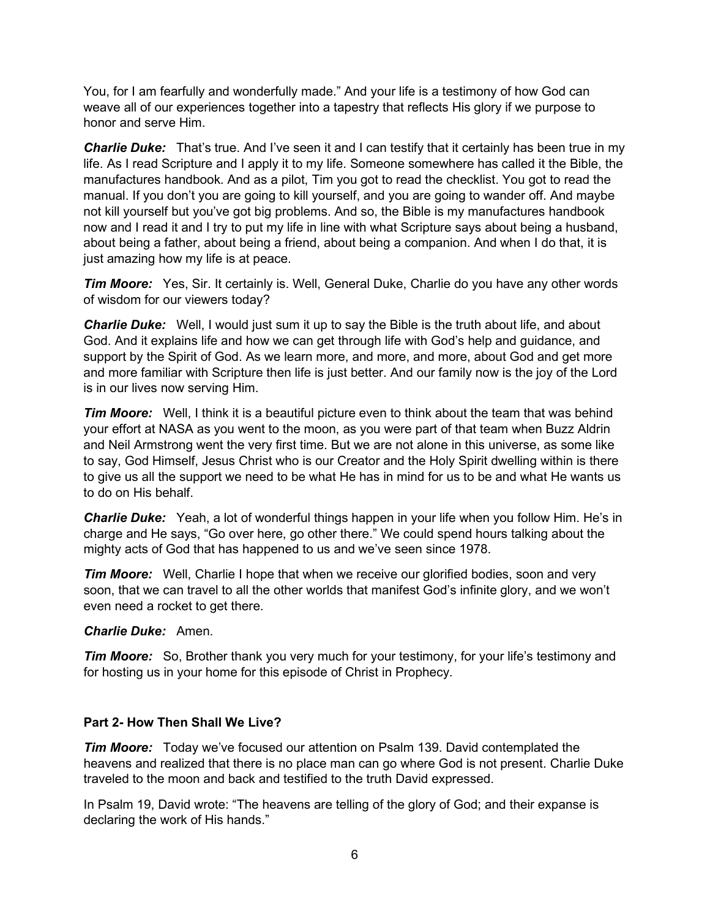You, for I am fearfully and wonderfully made." And your life is a testimony of how God can weave all of our experiences together into a tapestry that reflects His glory if we purpose to honor and serve Him.

***Charlie Duke:*** That's true. And I've seen it and I can testify that it certainly has been true in my life. As I read Scripture and I apply it to my life. Someone somewhere has called it the Bible, the manufactures handbook. And as a pilot, Tim you got to read the checklist. You got to read the manual. If you don't you are going to kill yourself, and you are going to wander off. And maybe not kill yourself but you've got big problems. And so, the Bible is my manufactures handbook now and I read it and I try to put my life in line with what Scripture says about being a husband, about being a father, about being a friend, about being a companion. And when I do that, it is just amazing how my life is at peace.

***Tim Moore:*** Yes, Sir. It certainly is. Well, General Duke, Charlie do you have any other words of wisdom for our viewers today?

***Charlie Duke:*** Well, I would just sum it up to say the Bible is the truth about life, and about God. And it explains life and how we can get through life with God's help and guidance, and support by the Spirit of God. As we learn more, and more, and more, about God and get more and more familiar with Scripture then life is just better. And our family now is the joy of the Lord is in our lives now serving Him.

***Tim Moore:*** Well, I think it is a beautiful picture even to think about the team that was behind your effort at NASA as you went to the moon, as you were part of that team when Buzz Aldrin and Neil Armstrong went the very first time. But we are not alone in this universe, as some like to say, God Himself, Jesus Christ who is our Creator and the Holy Spirit dwelling within is there to give us all the support we need to be what He has in mind for us to be and what He wants us to do on His behalf.

***Charlie Duke:*** Yeah, a lot of wonderful things happen in your life when you follow Him. He's in charge and He says, "Go over here, go other there." We could spend hours talking about the mighty acts of God that has happened to us and we've seen since 1978.

***Tim Moore:*** Well, Charlie I hope that when we receive our glorified bodies, soon and very soon, that we can travel to all the other worlds that manifest God's infinite glory, and we won't even need a rocket to get there.

***Charlie Duke:*** Amen.

***Tim Moore:*** So, Brother thank you very much for your testimony, for your life's testimony and for hosting us in your home for this episode of Christ in Prophecy.

**Part 2- How Then Shall We Live?**

***Tim Moore:*** Today we've focused our attention on Psalm 139. David contemplated the heavens and realized that there is no place man can go where God is not present. Charlie Duke traveled to the moon and back and testified to the truth David expressed.

In Psalm 19, David wrote: "The heavens are telling of the glory of God; and their expanse is declaring the work of His hands."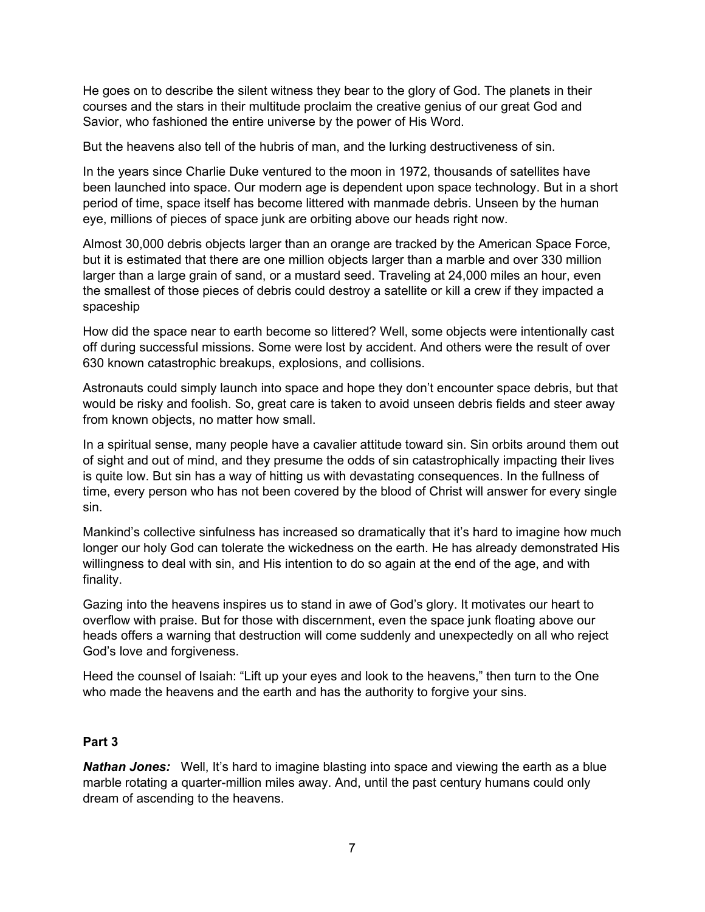He goes on to describe the silent witness they bear to the glory of God. The planets in their courses and the stars in their multitude proclaim the creative genius of our great God and Savior, who fashioned the entire universe by the power of His Word.

But the heavens also tell of the hubris of man, and the lurking destructiveness of sin.

In the years since Charlie Duke ventured to the moon in 1972, thousands of satellites have been launched into space. Our modern age is dependent upon space technology. But in a short period of time, space itself has become littered with manmade debris. Unseen by the human eye, millions of pieces of space junk are orbiting above our heads right now.

Almost 30,000 debris objects larger than an orange are tracked by the American Space Force, but it is estimated that there are one million objects larger than a marble and over 330 million larger than a large grain of sand, or a mustard seed. Traveling at 24,000 miles an hour, even the smallest of those pieces of debris could destroy a satellite or kill a crew if they impacted a spaceship

How did the space near to earth become so littered? Well, some objects were intentionally cast off during successful missions. Some were lost by accident. And others were the result of over 630 known catastrophic breakups, explosions, and collisions.

Astronauts could simply launch into space and hope they don't encounter space debris, but that would be risky and foolish. So, great care is taken to avoid unseen debris fields and steer away from known objects, no matter how small.

In a spiritual sense, many people have a cavalier attitude toward sin. Sin orbits around them out of sight and out of mind, and they presume the odds of sin catastrophically impacting their lives is quite low. But sin has a way of hitting us with devastating consequences. In the fullness of time, every person who has not been covered by the blood of Christ will answer for every single sin.

Mankind's collective sinfulness has increased so dramatically that it's hard to imagine how much longer our holy God can tolerate the wickedness on the earth. He has already demonstrated His willingness to deal with sin, and His intention to do so again at the end of the age, and with finality.

Gazing into the heavens inspires us to stand in awe of God's glory. It motivates our heart to overflow with praise. But for those with discernment, even the space junk floating above our heads offers a warning that destruction will come suddenly and unexpectedly on all who reject God's love and forgiveness.

Heed the counsel of Isaiah: "Lift up your eyes and look to the heavens," then turn to the One who made the heavens and the earth and has the authority to forgive your sins.

**Part 3**

***Nathan Jones:*** Well, It's hard to imagine blasting into space and viewing the earth as a blue marble rotating a quarter-million miles away. And, until the past century humans could only dream of ascending to the heavens.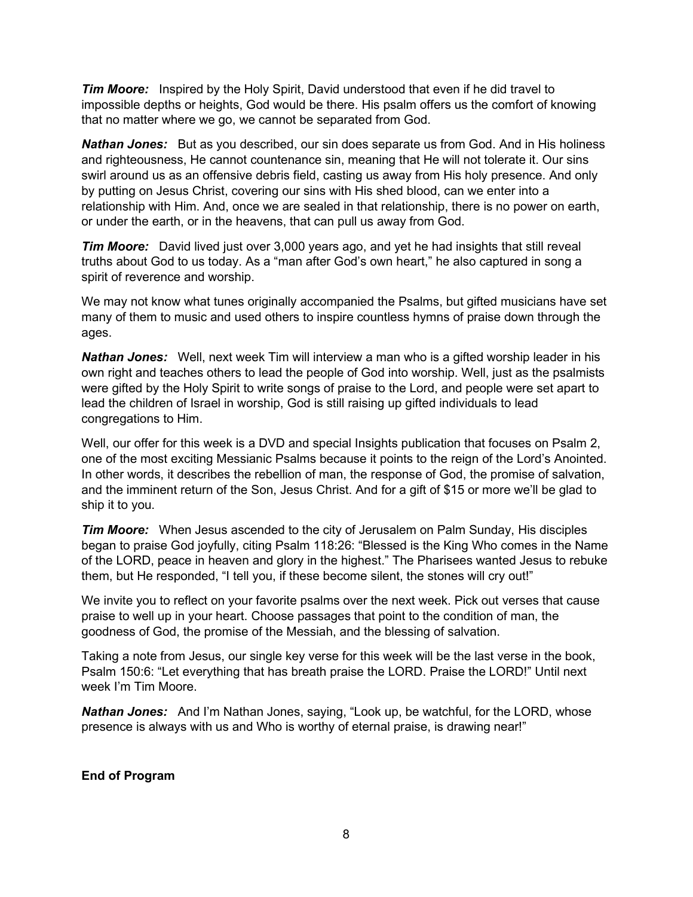***Tim Moore:*** Inspired by the Holy Spirit, David understood that even if he did travel to impossible depths or heights, God would be there. His psalm offers us the comfort of knowing that no matter where we go, we cannot be separated from God.

***Nathan Jones:*** But as you described, our sin does separate us from God. And in His holiness and righteousness, He cannot countenance sin, meaning that He will not tolerate it. Our sins swirl around us as an offensive debris field, casting us away from His holy presence. And only by putting on Jesus Christ, covering our sins with His shed blood, can we enter into a relationship with Him. And, once we are sealed in that relationship, there is no power on earth, or under the earth, or in the heavens, that can pull us away from God.

***Tim Moore:*** David lived just over 3,000 years ago, and yet he had insights that still reveal truths about God to us today. As a "man after God's own heart," he also captured in song a spirit of reverence and worship.

We may not know what tunes originally accompanied the Psalms, but gifted musicians have set many of them to music and used others to inspire countless hymns of praise down through the ages.

***Nathan Jones:*** Well, next week Tim will interview a man who is a gifted worship leader in his own right and teaches others to lead the people of God into worship. Well, just as the psalmists were gifted by the Holy Spirit to write songs of praise to the Lord, and people were set apart to lead the children of Israel in worship, God is still raising up gifted individuals to lead congregations to Him.

Well, our offer for this week is a DVD and special Insights publication that focuses on Psalm 2, one of the most exciting Messianic Psalms because it points to the reign of the Lord's Anointed. In other words, it describes the rebellion of man, the response of God, the promise of salvation, and the imminent return of the Son, Jesus Christ. And for a gift of $15 or more we'll be glad to ship it to you.

***Tim Moore:*** When Jesus ascended to the city of Jerusalem on Palm Sunday, His disciples began to praise God joyfully, citing Psalm 118:26: "Blessed is the King Who comes in the Name of the LORD, peace in heaven and glory in the highest." The Pharisees wanted Jesus to rebuke them, but He responded, "I tell you, if these become silent, the stones will cry out!"

We invite you to reflect on your favorite psalms over the next week. Pick out verses that cause praise to well up in your heart. Choose passages that point to the condition of man, the goodness of God, the promise of the Messiah, and the blessing of salvation.

Taking a note from Jesus, our single key verse for this week will be the last verse in the book, Psalm 150:6: "Let everything that has breath praise the LORD. Praise the LORD!" Until next week I'm Tim Moore.

***Nathan Jones:*** And I'm Nathan Jones, saying, "Look up, be watchful, for the LORD, whose presence is always with us and Who is worthy of eternal praise, is drawing near!"

**End of Program**